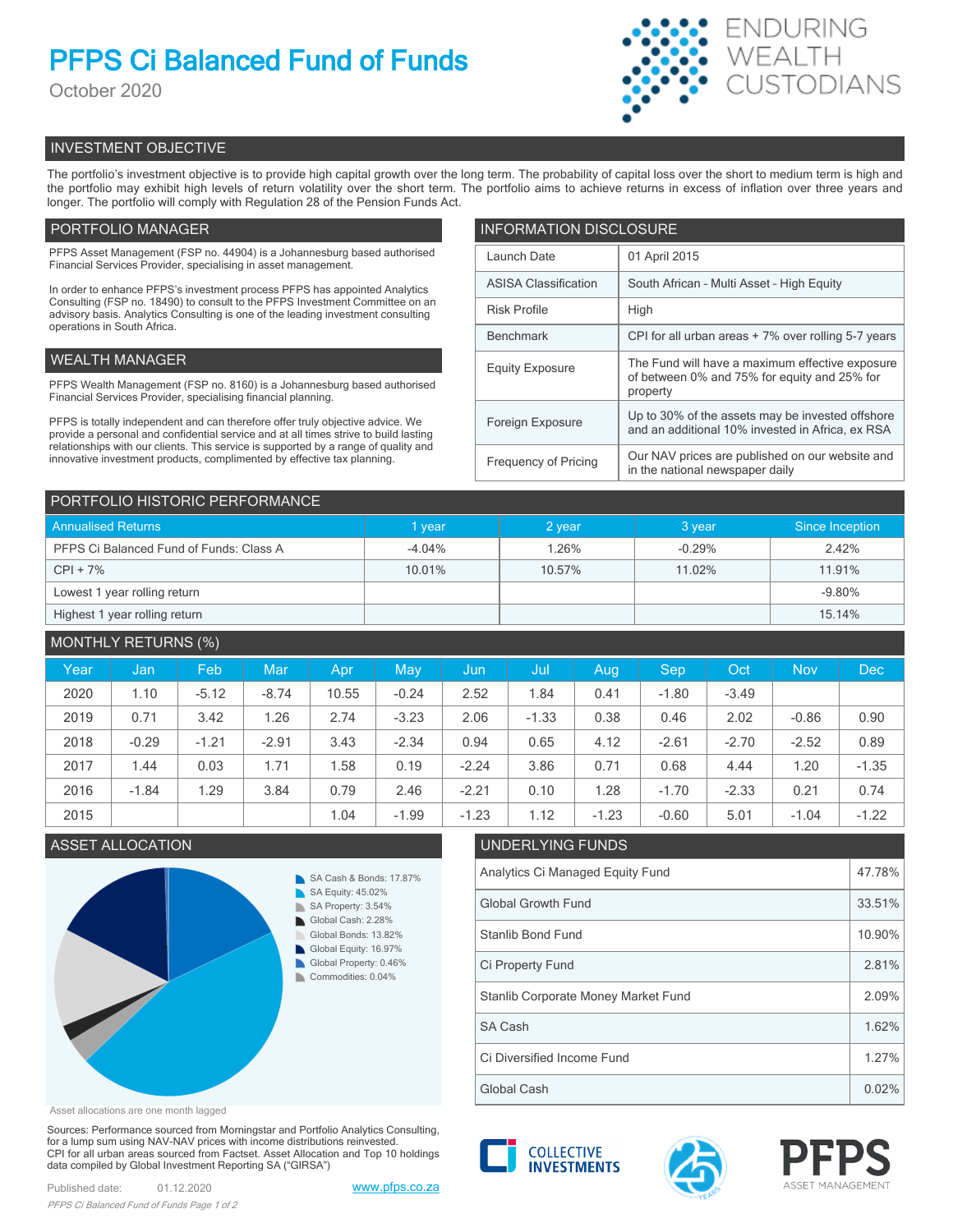# PFPS Ci Balanced Fund of Funds

October 2020

ENDURING WEALTH CUSTODIANS

## INVESTMENT OBJECTIVE

The portfolio's investment objective is to provide high capital growth over the long term. The probability of capital loss over the short to medium term is high and the portfolio may exhibit high levels of return volatility over the short term. The portfolio aims to achieve returns in excess of inflation over three years and longer. The portfolio will comply with Regulation 28 of the Pension Funds Act.

## PORTFOLIO MANAGER

PFPS Asset Management (FSP no. 44904) is a Johannesburg based authorised Financial Services Provider, specialising in asset management.

In order to enhance PFPS's investment process PFPS has appointed Analytics Consulting (FSP no. 18490) to consult to the PFPS Investment Committee on an advisory basis. Analytics Consulting is one of the leading investment consulting operations in South Africa.

## WEALTH MANAGER

PFPS Wealth Management (FSP no. 8160) is a Johannesburg based authorised Financial Services Provider, specialising financial planning.

PFPS is totally independent and can therefore offer truly objective advice. We provide a personal and confidential service and at all times strive to build lasting relationships with our clients. This service is supported by a range of quality and innovative investment products, complimented by effective tax planning.

## INFORMATION DISCLOSURE

| | |
|---|---|
| Launch Date | 01 April 2015 |
| ASISA Classification | South African - Multi Asset - High Equity |
| Risk Profile | High |
| Benchmark | CPI for all urban areas + 7% over rolling 5-7 years |
| Equity Exposure | The Fund will have a maximum effective exposure of between 0% and 75% for equity and 25% for property |
| Foreign Exposure | Up to 30% of the assets may be invested offshore and an additional 10% invested in Africa, ex RSA |
| Frequency of Pricing | Our NAV prices are published on our website and in the national newspaper daily |

## PORTFOLIO HISTORIC PERFORMANCE

| Annualised Returns | 1 year | 2 year | 3 year | Since Inception |
|---|---|---|---|---|
| PFPS Ci Balanced Fund of Funds: Class A | -4.04% | 1.26% | -0.29% | 2.42% |
| CPI + 7% | 10.01% | 10.57% | 11.02% | 11.91% |
| Lowest 1 year rolling return | | | | -9.80% |
| Highest 1 year rolling return | | | | 15.14% |

## MONTHLY RETURNS (%)

| Year | Jan | Feb | Mar | Apr | May | Jun | Jul | Aug | Sep | Oct | Nov | Dec |
|---|---|---|---|---|---|---|---|---|---|---|---|---|
| 2020 | 1.10 | -5.12 | -8.74 | 10.55 | -0.24 | 2.52 | 1.84 | 0.41 | -1.80 | -3.49 | | |
| 2019 | 0.71 | 3.42 | 1.26 | 2.74 | -3.23 | 2.06 | -1.33 | 0.38 | 0.46 | 2.02 | -0.86 | 0.90 |
| 2018 | -0.29 | -1.21 | -2.91 | 3.43 | -2.34 | 0.94 | 0.65 | 4.12 | -2.61 | -2.70 | -2.52 | 0.89 |
| 2017 | 1.44 | 0.03 | 1.71 | 1.58 | 0.19 | -2.24 | 3.86 | 0.71 | 0.68 | 4.44 | 1.20 | -1.35 |
| 2016 | -1.84 | 1.29 | 3.84 | 0.79 | 2.46 | -2.21 | 0.10 | 1.28 | -1.70 | -2.33 | 0.21 | 0.74 |
| 2015 | | | | 1.04 | -1.99 | -1.23 | 1.12 | -1.23 | -0.60 | 5.01 | -1.04 | -1.22 |

## ASSET ALLOCATION

- SA Cash & Bonds: 17.87%
- SA Equity: 45.02%
- SA Property: 3.54%
- Global Cash: 2.28%
- Global Bonds: 13.82%
- Global Equity: 16.97%
- Global Property: 0.46%
- Commodities: 0.04%

Asset allocations are one month lagged

## UNDERLYING FUNDS

| | |
|---|---|
| Analytics Ci Managed Equity Fund | 47.78% |
| Global Growth Fund | 33.51% |
| Stanlib Bond Fund | 10.90% |
| Ci Property Fund | 2.81% |
| Stanlib Corporate Money Market Fund | 2.09% |
| SA Cash | 1.62% |
| Ci Diversified Income Fund | 1.27% |
| Global Cash | 0.02% |

Sources: Performance sourced from Morningstar and Portfolio Analytics Consulting, for a lump sum using NAV-NAV prices with income distributions reinvested. CPI for all urban areas sourced from Factset. Asset Allocation and Top 10 holdings data compiled by Global Investment Reporting SA ("GIRSA")

Published date: 01.12.2020

www.pfps.co.za

COLLECTIVE INVESTMENTS

PFPS ASSET MANAGEMENT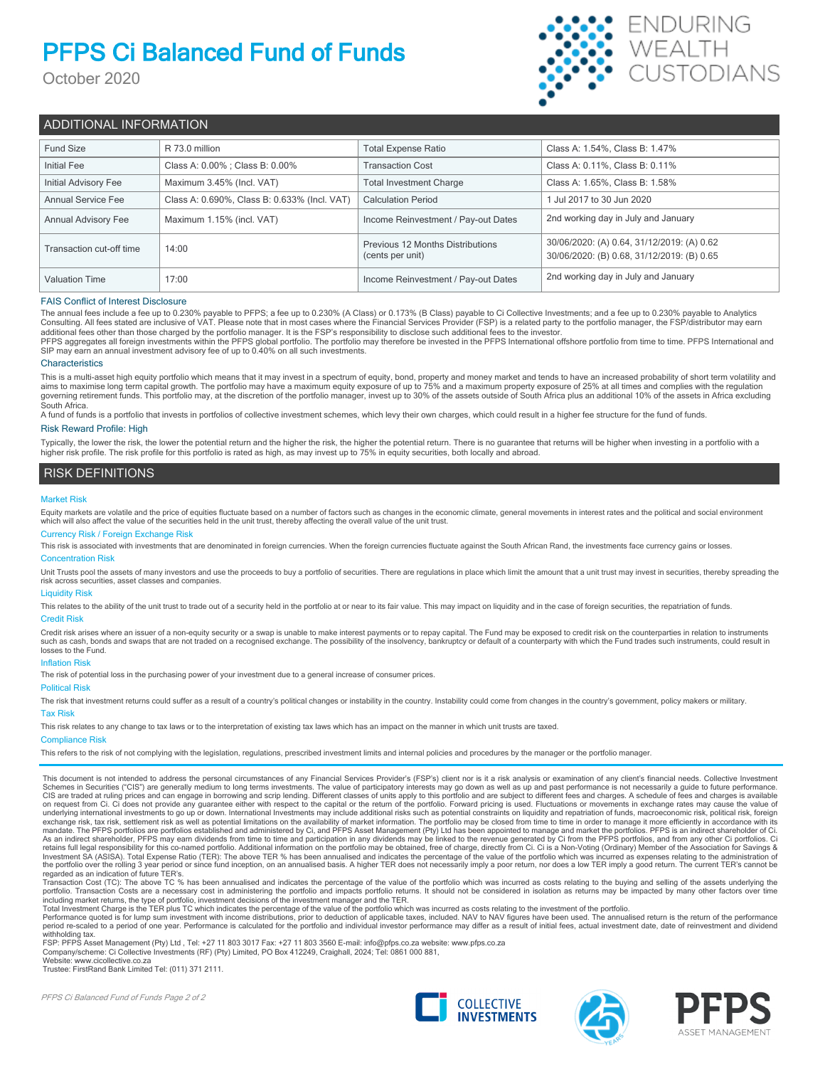# PFPS Ci Balanced Fund of Funds

October 2020

ENDURING WEALTH CUSTODIANS

## ADDITIONAL INFORMATION

| | | | |
|---|---|---|---|
| Fund Size | R 73.0 million | Total Expense Ratio | Class A: 1.54%, Class B: 1.47% |
| Initial Fee | Class A: 0.00% ; Class B: 0.00% | Transaction Cost | Class A: 0.11%, Class B: 0.11% |
| Initial Advisory Fee | Maximum 3.45% (Incl. VAT) | Total Investment Charge | Class A: 1.65%, Class B: 1.58% |
| Annual Service Fee | Class A: 0.690%, Class B: 0.633% (Incl. VAT) | Calculation Period | 1 Jul 2017 to 30 Jun 2020 |
| Annual Advisory Fee | Maximum 1.15% (incl. VAT) | Income Reinvestment / Pay-out Dates | 2nd working day in July and January |
| Transaction cut-off time | 14:00 | Previous 12 Months Distributions (cents per unit) | 30/06/2020: (A) 0.64, 31/12/2019: (A) 0.62<br>30/06/2020: (B) 0.68, 31/12/2019: (B) 0.65 |
| Valuation Time | 17:00 | Income Reinvestment / Pay-out Dates | 2nd working day in July and January |

### FAIS Conflict of Interest Disclosure

The annual fees include a fee up to 0.230% payable to PFPS; a fee up to 0.230% (A Class) or 0.173% (B Class) payable to Ci Collective Investments; and a fee up to 0.230% payable to Analytics Consulting. All fees stated are inclusive of VAT. Please note that in most cases where the Financial Services Provider (FSP) is a related party to the portfolio manager, the FSP/distributor may earn additional fees other than those charged by the portfolio manager. It is the FSP's responsibility to disclose such additional fees to the investor.

PFPS aggregates all foreign investments within the PFPS global portfolio. The portfolio may therefore be invested in the PFPS International offshore portfolio from time to time. PFPS International and SIP may earn an annual investment advisory fee of up to 0.40% on all such investments.

### Characteristics

This is a multi-asset high equity portfolio which means that it may invest in a spectrum of equity, bond, property and money market and tends to have an increased probability of short term volatility and aims to maximise long term capital growth. The portfolio may have a maximum equity exposure of up to 75% and a maximum property exposure of 25% at all times and complies with the regulation governing retirement funds. This portfolio may, at the discretion of the portfolio manager, invest up to 30% of the assets outside of South Africa plus an additional 10% of the assets in Africa excluding South Africa.

A fund of funds is a portfolio that invests in portfolios of collective investment schemes, which levy their own charges, which could result in a higher fee structure for the fund of funds.

### Risk Reward Profile: High

Typically, the lower the risk, the lower the potential return and the higher the risk, the higher the potential return. There is no guarantee that returns will be higher when investing in a portfolio with a higher risk profile. The risk profile for this portfolio is rated as high, as may invest up to 75% in equity securities, both locally and abroad.

## RISK DEFINITIONS

### Market Risk

Equity markets are volatile and the price of equities fluctuate based on a number of factors such as changes in the economic climate, general movements in interest rates and the political and social environment which will also affect the value of the securities held in the unit trust, thereby affecting the overall value of the unit trust.

### Currency Risk / Foreign Exchange Risk

This risk is associated with investments that are denominated in foreign currencies. When the foreign currencies fluctuate against the South African Rand, the investments face currency gains or losses.

### Concentration Risk

Unit Trusts pool the assets of many investors and use the proceeds to buy a portfolio of securities. There are regulations in place which limit the amount that a unit trust may invest in securities, thereby spreading the risk across securities, asset classes and companies.

### Liquidity Risk

This relates to the ability of the unit trust to trade out of a security held in the portfolio at or near to its fair value. This may impact on liquidity and in the case of foreign securities, the repatriation of funds.

### Credit Risk

Credit risk arises where an issuer of a non-equity security or a swap is unable to make interest payments or to repay capital. The Fund may be exposed to credit risk on the counterparties in relation to instruments such as cash, bonds and swaps that are not traded on a recognised exchange. The possibility of the insolvency, bankruptcy or default of a counterparty with which the Fund trades such instruments, could result in losses to the Fund.

### Inflation Risk

The risk of potential loss in the purchasing power of your investment due to a general increase of consumer prices.

### Political Risk

The risk that investment returns could suffer as a result of a country's political changes or instability in the country. Instability could come from changes in the country's government, policy makers or military.

### Tax Risk

This risk relates to any change to tax laws or to the interpretation of existing tax laws which has an impact on the manner in which unit trusts are taxed.

### Compliance Risk

This refers to the risk of not complying with the legislation, regulations, prescribed investment limits and internal policies and procedures by the manager or the portfolio manager.

---

This document is not intended to address the personal circumstances of any Financial Services Provider's (FSP's) client nor is it a risk analysis or examination of any client's financial needs. Collective Investment Schemes in Securities ("CIS") are generally medium to long terms investments. The value of participatory interests may go down as well as up and past performance is not necessarily a guide to future performance. CIS are traded at ruling prices and can engage in borrowing and scrip lending. Different classes of units apply to this portfolio and are subject to different fees and charges. A schedule of fees and charges is available on request from Ci. Ci does not provide any guarantee either with respect to the capital or the return of the portfolio. Forward pricing is used. Fluctuations or movements in exchange rates may cause the value of underlying international investments to go up or down. International Investments may include additional risks such as potential constraints on liquidity and repatriation of funds, macroeconomic risk, political risk, foreign exchange risk, tax risk, settlement risk as well as potential limitations on the availability of market information. The portfolio may be closed from time to time in order to manage it more efficiently in accordance with its mandate. The PFPS portfolios are portfolios established and administered by Ci, and PFPS Asset Management (Pty) Ltd has been appointed to manage and market the portfolios. PFPS is an indirect shareholder of Ci. As an indirect shareholder, PFPS may earn dividends from time to time and participation in any dividends may be linked to the revenue generated by Ci from the PFPS portfolios, and from any other Ci portfolios. Ci retains full legal responsibility for this co-named portfolio. Additional information on the portfolio may be obtained, free of charge, directly from Ci. Ci is a Non-Voting (Ordinary) Member of the Association for Savings & Investment SA (ASISA). Total Expense Ratio (TER): The above TER % has been annualised and indicates the percentage of the value of the portfolio which was incurred as expenses relating to the administration of the portfolio over the rolling 3 year period or since fund inception, on an annualised basis. A higher TER does not necessarily imply a poor return, nor does a low TER imply a good return. The current TER's cannot be regarded as an indication of future TER's.

Transaction Cost (TC): The above TC % has been annualised and indicates the percentage of the value of the portfolio which was incurred as costs relating to the buying and selling of the assets underlying the portfolio. Transaction Costs are a necessary cost in administering the portfolio and impacts portfolio returns. It should not be considered in isolation as returns may be impacted by many other factors over time including market returns, the type of portfolio, investment decisions of the investment manager and the TER.

Total Investment Charge is the TER plus TC which indicates the percentage of the value of the portfolio which was incurred as costs relating to the investment of the portfolio.

Performance quoted is for lump sum investment with income distributions, prior to deduction of applicable taxes, included. NAV to NAV figures have been used. The annualised return is the return of the performance period re-scaled to a period of one year. Performance is calculated for the portfolio and individual investor performance may differ as a result of initial fees, actual investment date, date of reinvestment and dividend withholding tax.

FSP: PFPS Asset Management (Pty) Ltd , Tel: +27 11 803 3017 Fax: +27 11 803 3560 E-mail: info@pfps.co.za website: www.pfps.co.za

Company/scheme: Ci Collective Investments (RF) (Pty) Limited, PO Box 412249, Craighall, 2024; Tel: 0861 000 881,

Website: www.cicollective.co.za

Trustee: FirstRand Bank Limited Tel: (011) 371 2111.

COLLECTIVE INVESTMENTS

PFPS ASSET MANAGEMENT